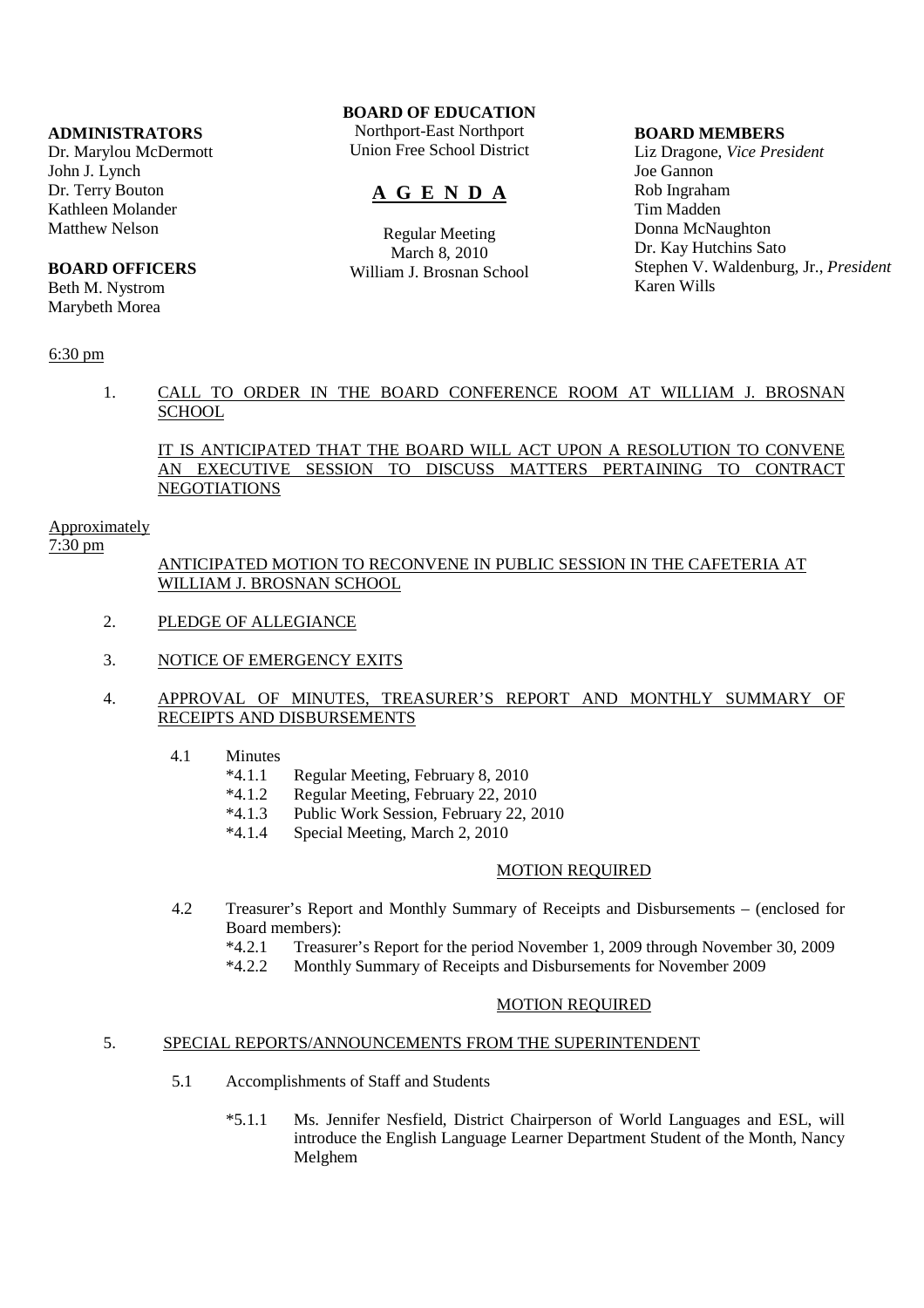**BOARD OF EDUCATION**
Northport-East Northport
Union Free School District

# A G E N D A

Regular Meeting
March 8, 2010
William J. Brosnan School

**ADMINISTRATORS**
Dr. Marylou McDermott
John J. Lynch
Dr. Terry Bouton
Kathleen Molander
Matthew Nelson

**BOARD OFFICERS**
Beth M. Nystrom
Marybeth Morea

**BOARD MEMBERS**
Liz Dragone, *Vice President*
Joe Gannon
Rob Ingraham
Tim Madden
Donna McNaughton
Dr. Kay Hutchins Sato
Stephen V. Waldenburg, Jr., *President*
Karen Wills

6:30 pm

1. CALL TO ORDER IN THE BOARD CONFERENCE ROOM AT WILLIAM J. BROSNAN SCHOOL

   IT IS ANTICIPATED THAT THE BOARD WILL ACT UPON A RESOLUTION TO CONVENE AN EXECUTIVE SESSION TO DISCUSS MATTERS PERTAINING TO CONTRACT NEGOTIATIONS

Approximately
7:30 pm

ANTICIPATED MOTION TO RECONVENE IN PUBLIC SESSION IN THE CAFETERIA AT WILLIAM J. BROSNAN SCHOOL

2. PLEDGE OF ALLEGIANCE

3. NOTICE OF EMERGENCY EXITS

4. APPROVAL OF MINUTES, TREASURER'S REPORT AND MONTHLY SUMMARY OF RECEIPTS AND DISBURSEMENTS

   4.1 Minutes
   - *4.1.1 Regular Meeting, February 8, 2010
   - *4.1.2 Regular Meeting, February 22, 2010
   - *4.1.3 Public Work Session, February 22, 2010
   - *4.1.4 Special Meeting, March 2, 2010

   MOTION REQUIRED

   4.2 Treasurer's Report and Monthly Summary of Receipts and Disbursements – (enclosed for Board members):
   - *4.2.1 Treasurer's Report for the period November 1, 2009 through November 30, 2009
   - *4.2.2 Monthly Summary of Receipts and Disbursements for November 2009

   MOTION REQUIRED

5. SPECIAL REPORTS/ANNOUNCEMENTS FROM THE SUPERINTENDENT

   5.1 Accomplishments of Staff and Students

   - *5.1.1 Ms. Jennifer Nesfield, District Chairperson of World Languages and ESL, will introduce the English Language Learner Department Student of the Month, Nancy Melghem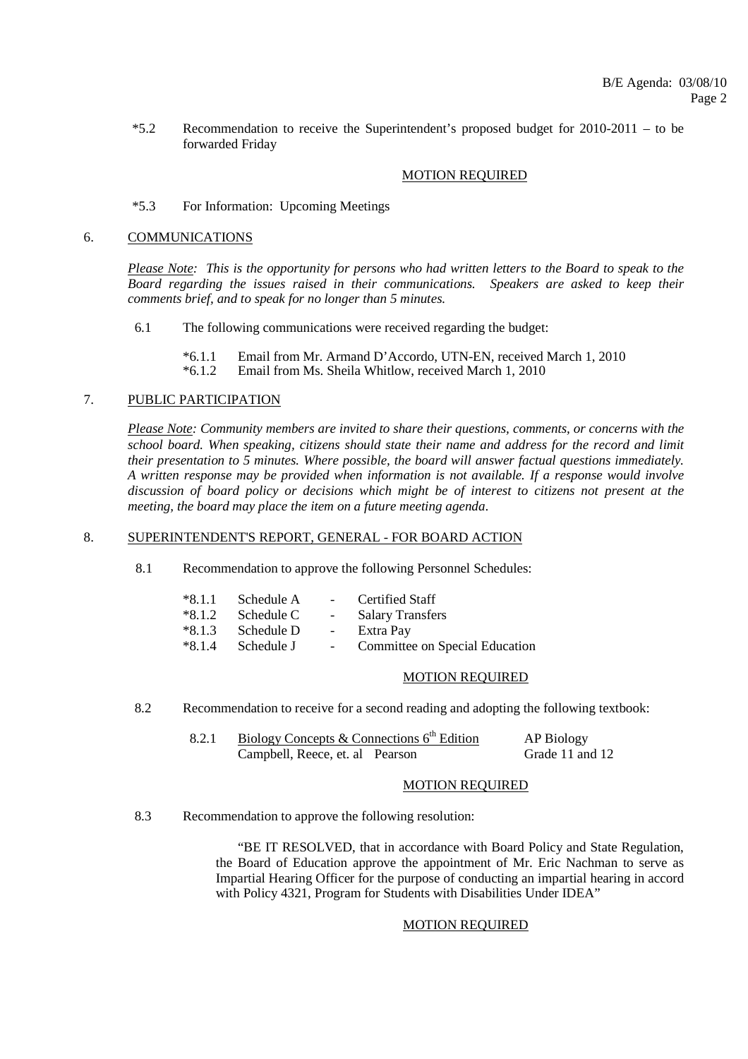*5.2 Recommendation to receive the Superintendent's proposed budget for 2010-2011 – to be forwarded Friday

MOTION REQUIRED

*5.3 For Information: Upcoming Meetings

## 6. COMMUNICATIONS

*Please Note: This is the opportunity for persons who had written letters to the Board to speak to the Board regarding the issues raised in their communications. Speakers are asked to keep their comments brief, and to speak for no longer than 5 minutes.*

6.1 The following communications were received regarding the budget:

- *6.1.1 Email from Mr. Armand D'Accordo, UTN-EN, received March 1, 2010
- *6.1.2 Email from Ms. Sheila Whitlow, received March 1, 2010

## 7. PUBLIC PARTICIPATION

*Please Note: Community members are invited to share their questions, comments, or concerns with the school board. When speaking, citizens should state their name and address for the record and limit their presentation to 5 minutes. Where possible, the board will answer factual questions immediately. A written response may be provided when information is not available. If a response would involve discussion of board policy or decisions which might be of interest to citizens not present at the meeting, the board may place the item on a future meeting agenda.*

## 8. SUPERINTENDENT'S REPORT, GENERAL - FOR BOARD ACTION

8.1 Recommendation to approve the following Personnel Schedules:

- *8.1.1 Schedule A - Certified Staff
- *8.1.2 Schedule C - Salary Transfers
- *8.1.3 Schedule D - Extra Pay
- *8.1.4 Schedule J - Committee on Special Education

MOTION REQUIRED

8.2 Recommendation to receive for a second reading and adopting the following textbook:

8.2.1 Biology Concepts & Connections 6th Edition — AP Biology
Campbell, Reece, et. al Pearson — Grade 11 and 12

MOTION REQUIRED

8.3 Recommendation to approve the following resolution:

"BE IT RESOLVED, that in accordance with Board Policy and State Regulation, the Board of Education approve the appointment of Mr. Eric Nachman to serve as Impartial Hearing Officer for the purpose of conducting an impartial hearing in accord with Policy 4321, Program for Students with Disabilities Under IDEA"

MOTION REQUIRED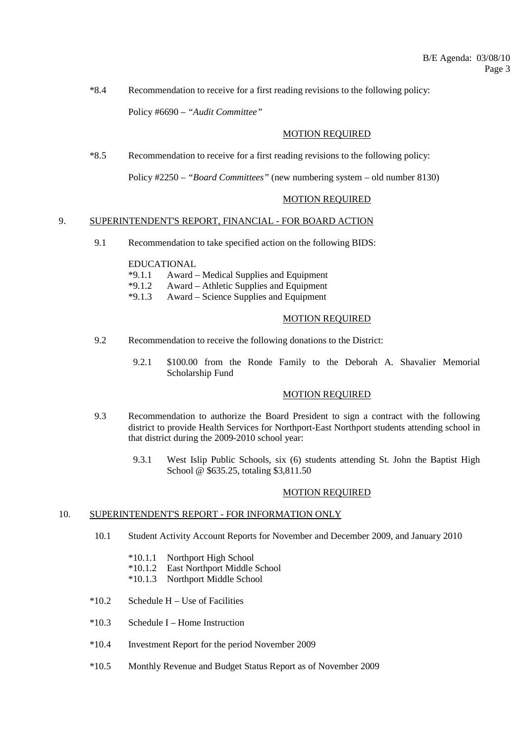*8.4 Recommendation to receive for a first reading revisions to the following policy:

Policy #6690 – *"Audit Committee"*

<u>MOTION REQUIRED</u>

*8.5 Recommendation to receive for a first reading revisions to the following policy:

Policy #2250 – *"Board Committees"* (new numbering system – old number 8130)

<u>MOTION REQUIRED</u>

## 9. SUPERINTENDENT'S REPORT, FINANCIAL - FOR BOARD ACTION

9.1 Recommendation to take specified action on the following BIDS:

EDUCATIONAL

*9.1.1 Award – Medical Supplies and Equipment
*9.1.2 Award – Athletic Supplies and Equipment
*9.1.3 Award – Science Supplies and Equipment

<u>MOTION REQUIRED</u>

9.2 Recommendation to receive the following donations to the District:

9.2.1 $100.00 from the Ronde Family to the Deborah A. Shavalier Memorial Scholarship Fund

<u>MOTION REQUIRED</u>

9.3 Recommendation to authorize the Board President to sign a contract with the following district to provide Health Services for Northport-East Northport students attending school in that district during the 2009-2010 school year:

9.3.1 West Islip Public Schools, six (6) students attending St. John the Baptist High School @ $635.25, totaling $3,811.50

<u>MOTION REQUIRED</u>

## 10. SUPERINTENDENT'S REPORT - FOR INFORMATION ONLY

10.1 Student Activity Account Reports for November and December 2009, and January 2010

*10.1.1 Northport High School
*10.1.2 East Northport Middle School
*10.1.3 Northport Middle School

*10.2 Schedule H – Use of Facilities

*10.3 Schedule I – Home Instruction

*10.4 Investment Report for the period November 2009

*10.5 Monthly Revenue and Budget Status Report as of November 2009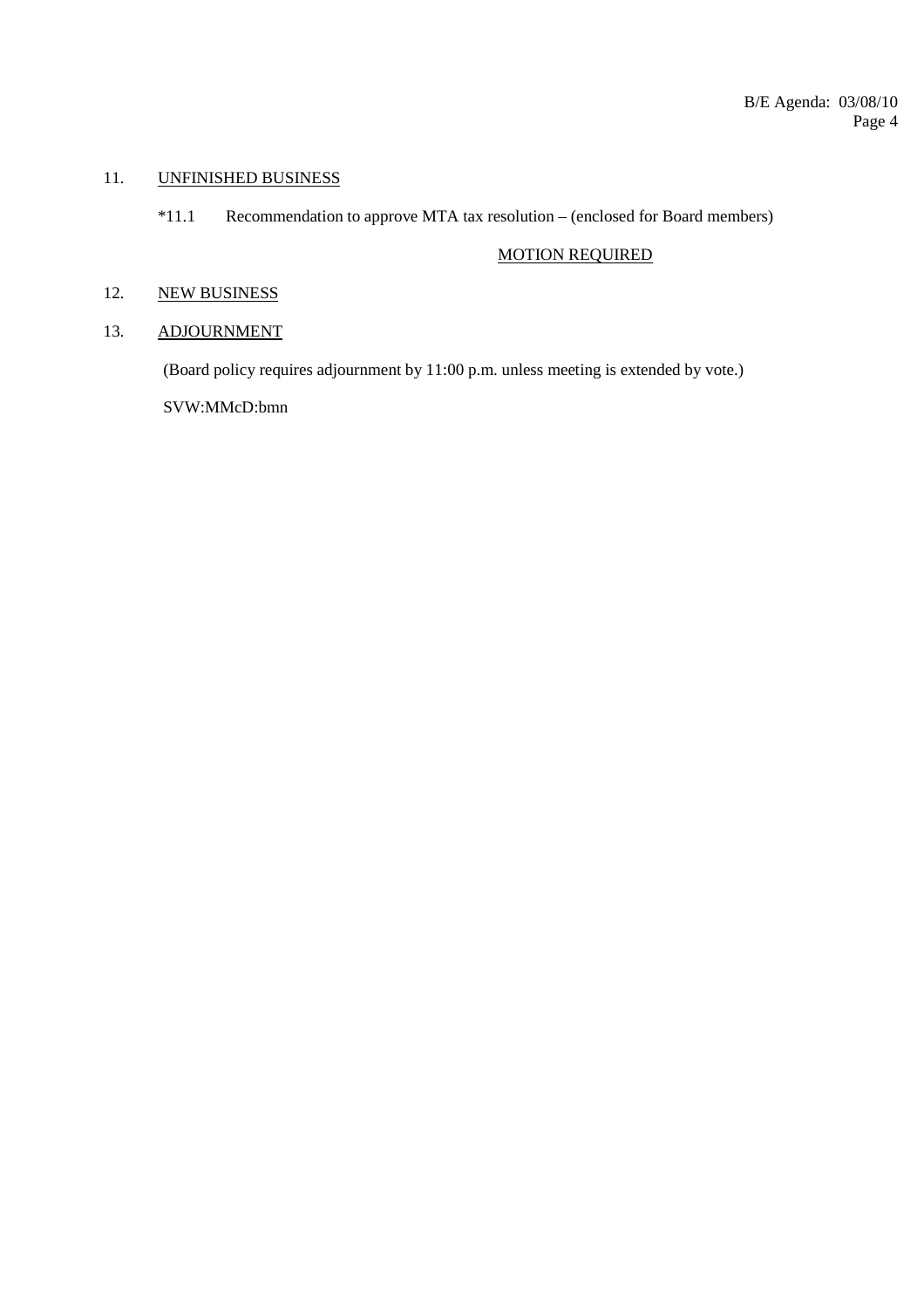11. <u>UNFINISHED BUSINESS</u>

    *11.1 Recommendation to approve MTA tax resolution – (enclosed for Board members)

    <u>MOTION REQUIRED</u>

12. <u>NEW BUSINESS</u>

13. <u>ADJOURNMENT</u>

    (Board policy requires adjournment by 11:00 p.m. unless meeting is extended by vote.)

    SVW:MMcD:bmn